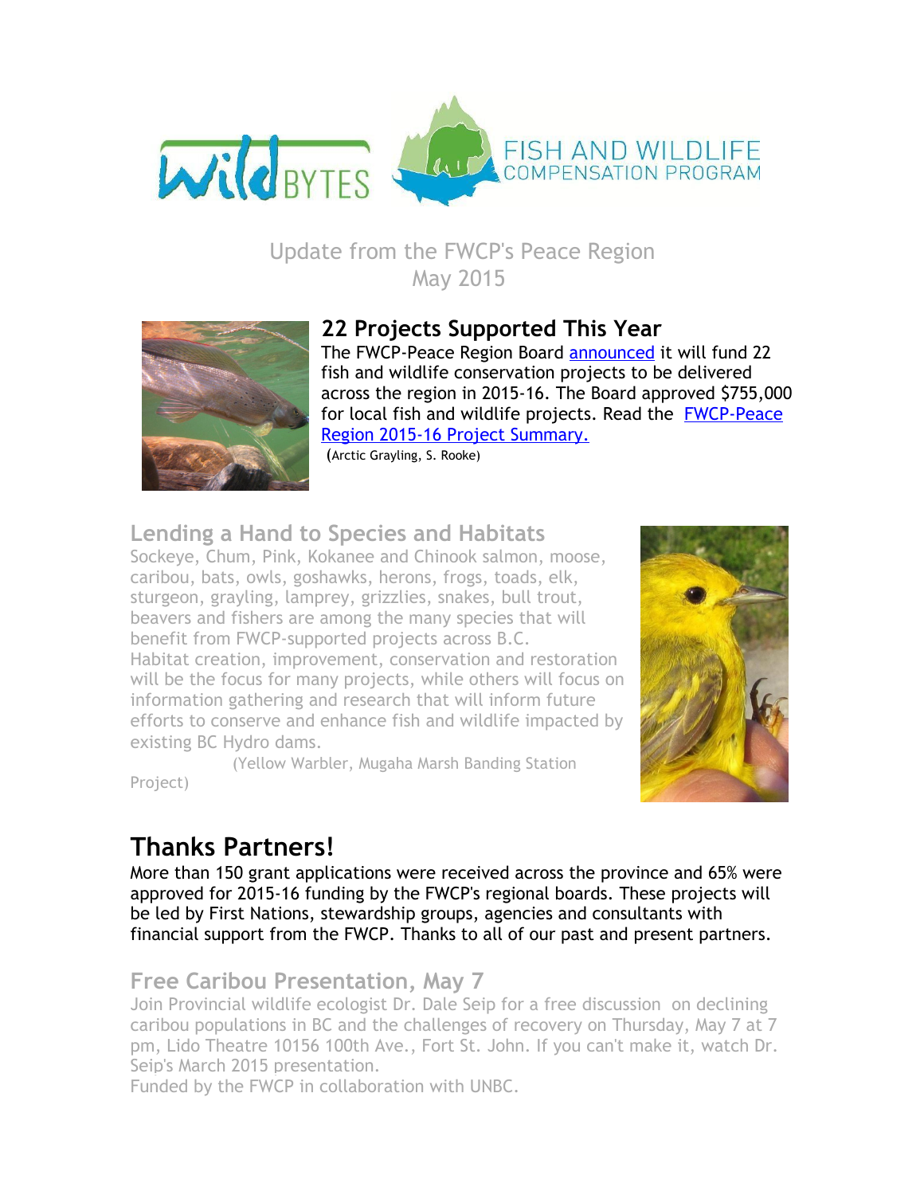Update from the FWCP's Peace Region
May 2015

## 22 Projects Supported This Year

The FWCP-Peace Region Board announced it will fund 22 fish and wildlife conservation projects to be delivered across the region in 2015-16. The Board approved $755,000 for local fish and wildlife projects. Read the FWCP-Peace Region 2015-16 Project Summary.

(Arctic Grayling, S. Rooke)

## Lending a Hand to Species and Habitats

Sockeye, Chum, Pink, Kokanee and Chinook salmon, moose, caribou, bats, owls, goshawks, herons, frogs, toads, elk, sturgeon, grayling, lamprey, grizzlies, snakes, bull trout, beavers and fishers are among the many species that will benefit from FWCP-supported projects across B.C. Habitat creation, improvement, conservation and restoration will be the focus for many projects, while others will focus on information gathering and research that will inform future efforts to conserve and enhance fish and wildlife impacted by existing BC Hydro dams.

(Yellow Warbler, Mugaha Marsh Banding Station Project)

# Thanks Partners!

More than 150 grant applications were received across the province and 65% were approved for 2015-16 funding by the FWCP's regional boards. These projects will be led by First Nations, stewardship groups, agencies and consultants with financial support from the FWCP. Thanks to all of our past and present partners.

## Free Caribou Presentation, May 7

Join Provincial wildlife ecologist Dr. Dale Seip for a free discussion on declining caribou populations in BC and the challenges of recovery on Thursday, May 7 at 7 pm, Lido Theatre 10156 100th Ave., Fort St. John. If you can't make it, watch Dr. Seip's March 2015 presentation.
Funded by the FWCP in collaboration with UNBC.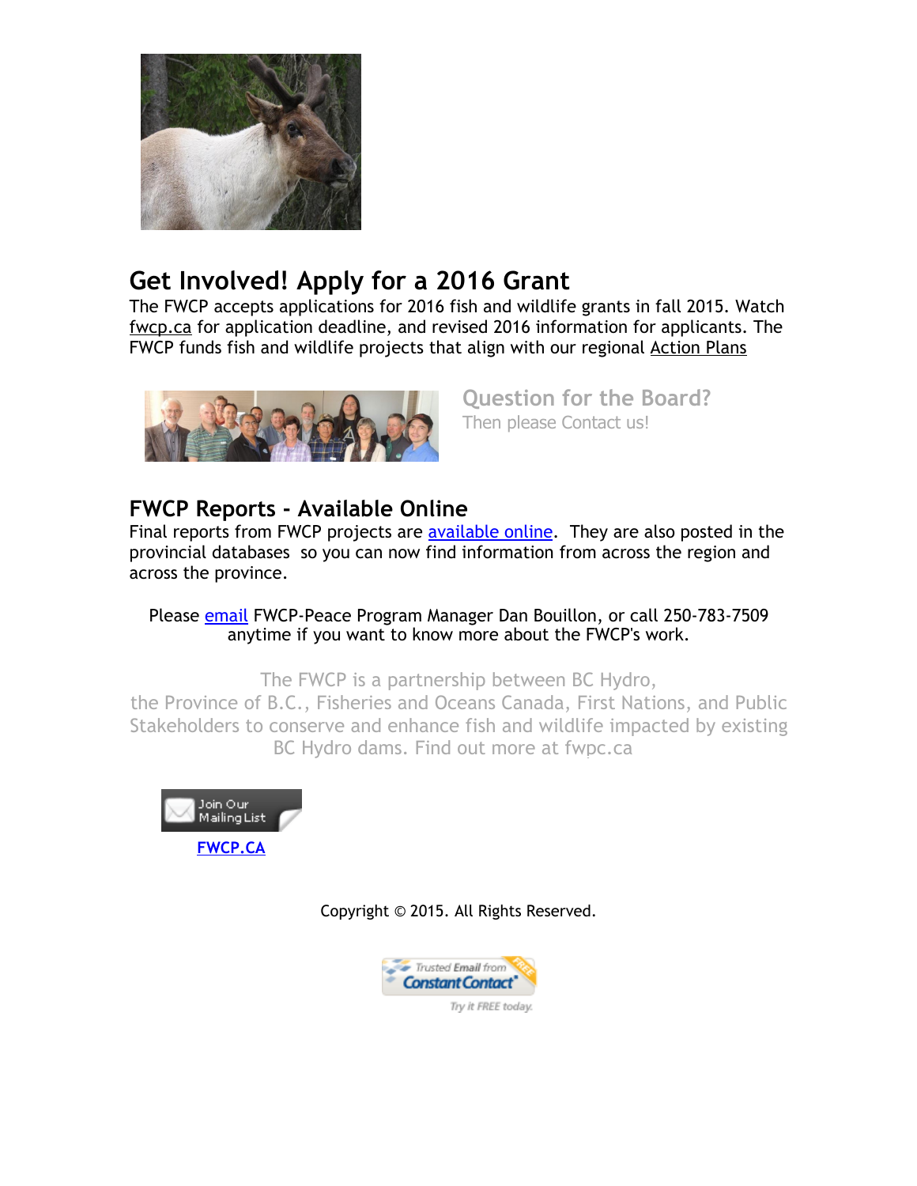## Get Involved! Apply for a 2016 Grant

The FWCP accepts applications for 2016 fish and wildlife grants in fall 2015. Watch fwcp.ca for application deadline, and revised 2016 information for applicants. The FWCP funds fish and wildlife projects that align with our regional Action Plans

### Question for the Board?

Then please Contact us!

## FWCP Reports - Available Online

Final reports from FWCP projects are available online. They are also posted in the provincial databases so you can now find information from across the region and across the province.

Please email FWCP-Peace Program Manager Dan Bouillon, or call 250-783-7509 anytime if you want to know more about the FWCP's work.

The FWCP is a partnership between BC Hydro, the Province of B.C., Fisheries and Oceans Canada, First Nations, and Public Stakeholders to conserve and enhance fish and wildlife impacted by existing BC Hydro dams. Find out more at fwpc.ca

Join Our Mailing List

**FWCP.CA**

Copyright © 2015. All Rights Reserved.

Trusted Email from Constant Contact

Try it FREE today.